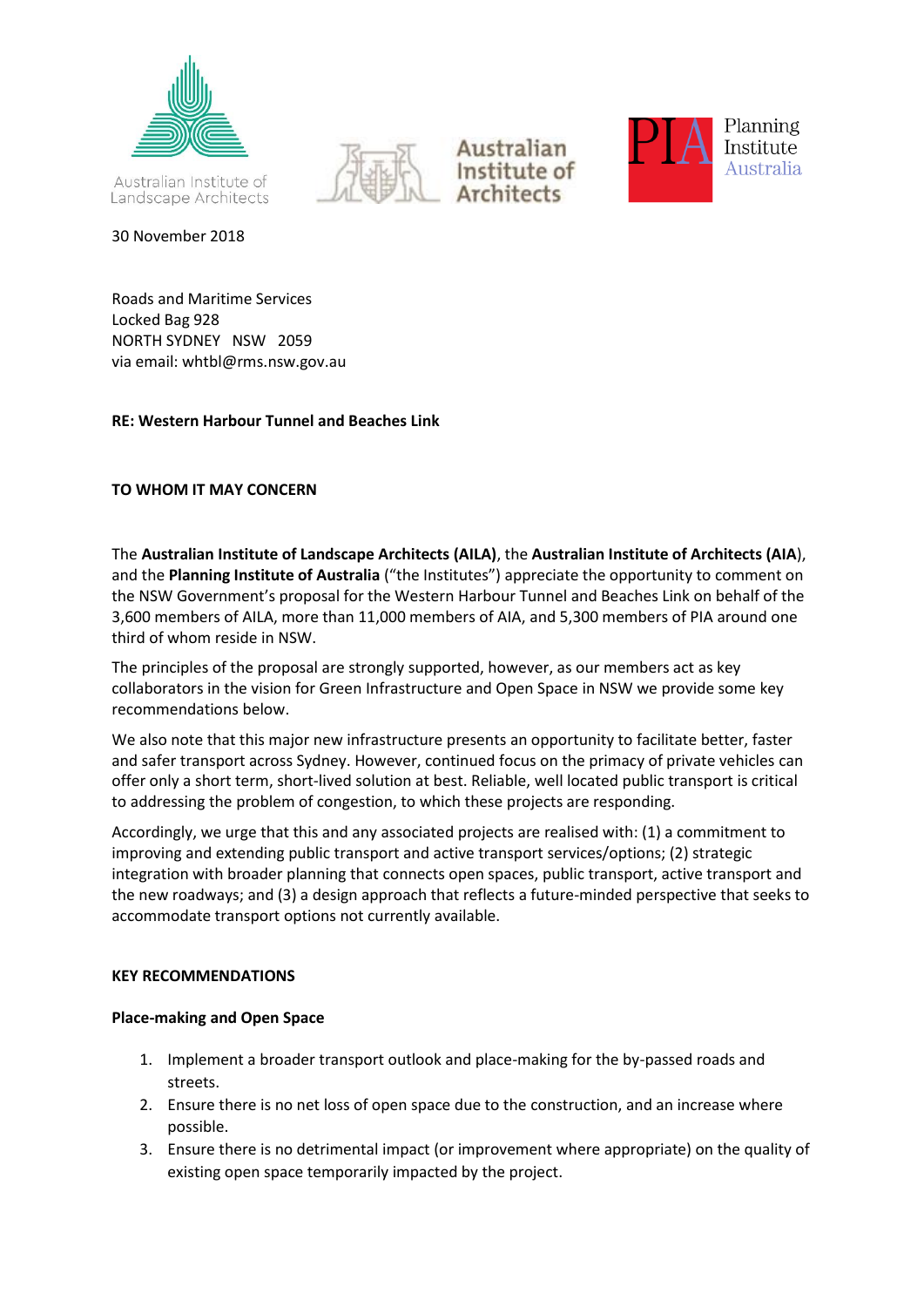Australian Institute of Landscape Architects

Australian Institute of Architects

Planning Institute Australia

30 November 2018

Roads and Maritime Services
Locked Bag 928
NORTH SYDNEY NSW 2059
via email: whtbl@rms.nsw.gov.au

**RE: Western Harbour Tunnel and Beaches Link**

**TO WHOM IT MAY CONCERN**

The **Australian Institute of Landscape Architects (AILA)**, the **Australian Institute of Architects (AIA**), and the **Planning Institute of Australia** ("the Institutes") appreciate the opportunity to comment on the NSW Government's proposal for the Western Harbour Tunnel and Beaches Link on behalf of the 3,600 members of AILA, more than 11,000 members of AIA, and 5,300 members of PIA around one third of whom reside in NSW.

The principles of the proposal are strongly supported, however, as our members act as key collaborators in the vision for Green Infrastructure and Open Space in NSW we provide some key recommendations below.

We also note that this major new infrastructure presents an opportunity to facilitate better, faster and safer transport across Sydney. However, continued focus on the primacy of private vehicles can offer only a short term, short-lived solution at best. Reliable, well located public transport is critical to addressing the problem of congestion, to which these projects are responding.

Accordingly, we urge that this and any associated projects are realised with: (1) a commitment to improving and extending public transport and active transport services/options; (2) strategic integration with broader planning that connects open spaces, public transport, active transport and the new roadways; and (3) a design approach that reflects a future-minded perspective that seeks to accommodate transport options not currently available.

**KEY RECOMMENDATIONS**

**Place-making and Open Space**

1. Implement a broader transport outlook and place-making for the by-passed roads and streets.
2. Ensure there is no net loss of open space due to the construction, and an increase where possible.
3. Ensure there is no detrimental impact (or improvement where appropriate) on the quality of existing open space temporarily impacted by the project.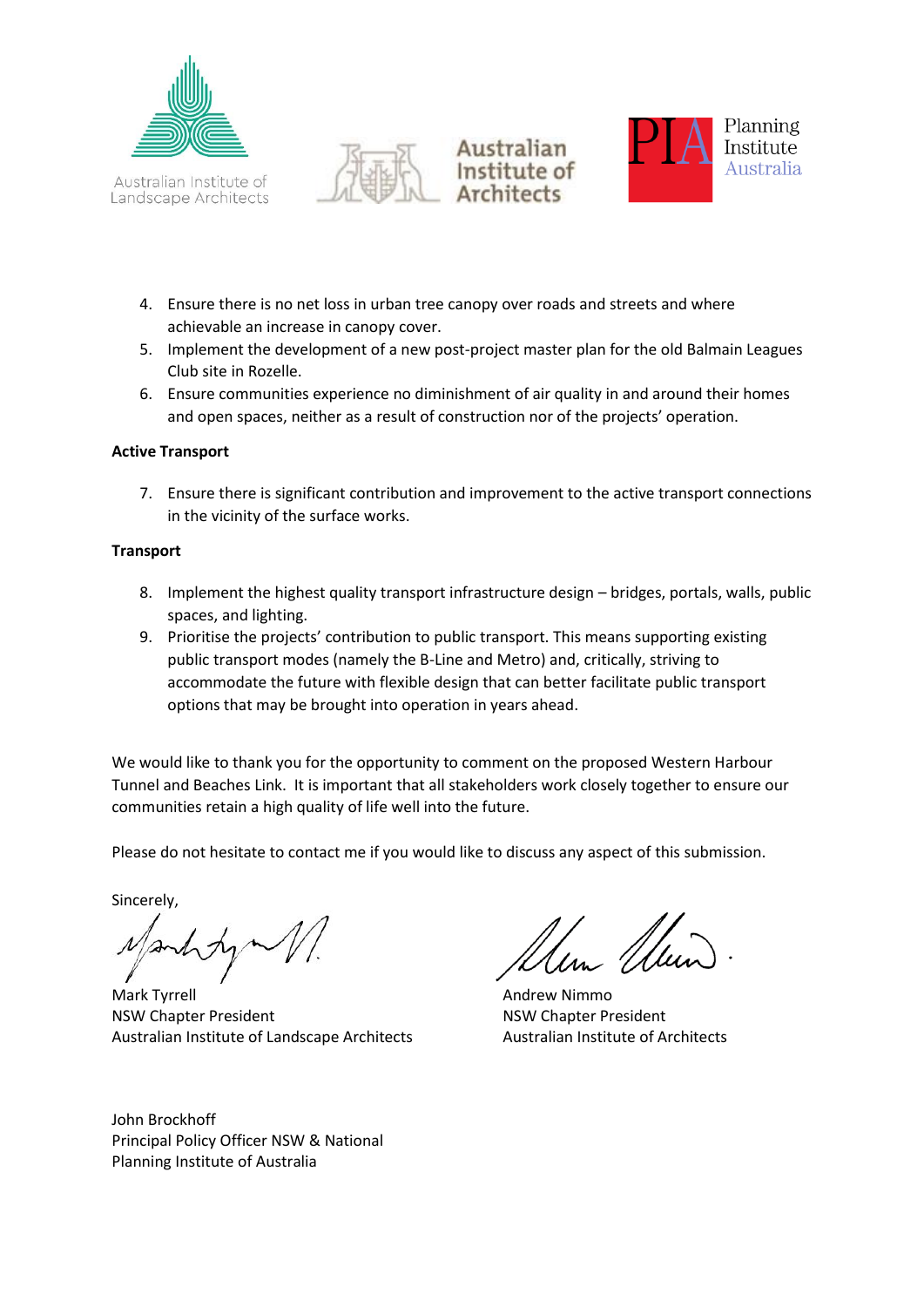4. Ensure there is no net loss in urban tree canopy over roads and streets and where achievable an increase in canopy cover.
5. Implement the development of a new post-project master plan for the old Balmain Leagues Club site in Rozelle.
6. Ensure communities experience no diminishment of air quality in and around their homes and open spaces, neither as a result of construction nor of the projects' operation.

**Active Transport**

7. Ensure there is significant contribution and improvement to the active transport connections in the vicinity of the surface works.

**Transport**

8. Implement the highest quality transport infrastructure design – bridges, portals, walls, public spaces, and lighting.
9. Prioritise the projects' contribution to public transport. This means supporting existing public transport modes (namely the B-Line and Metro) and, critically, striving to accommodate the future with flexible design that can better facilitate public transport options that may be brought into operation in years ahead.

We would like to thank you for the opportunity to comment on the proposed Western Harbour Tunnel and Beaches Link. It is important that all stakeholders work closely together to ensure our communities retain a high quality of life well into the future.

Please do not hesitate to contact me if you would like to discuss any aspect of this submission.

Sincerely,

Mark Tyrrell
NSW Chapter President
Australian Institute of Landscape Architects

Andrew Nimmo
NSW Chapter President
Australian Institute of Architects

John Brockhoff
Principal Policy Officer NSW & National
Planning Institute of Australia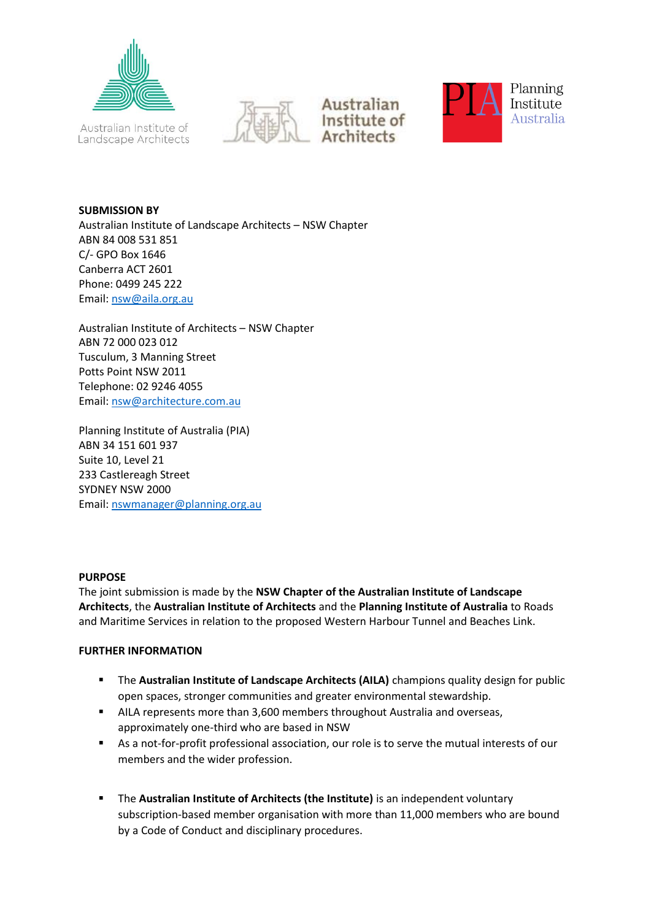Australian Institute of Landscape Architects

Australian Institute of Architects

Planning Institute Australia

**SUBMISSION BY**
Australian Institute of Landscape Architects – NSW Chapter
ABN 84 008 531 851
C/- GPO Box 1646
Canberra ACT 2601
Phone: 0499 245 222
Email: nsw@aila.org.au

Australian Institute of Architects – NSW Chapter
ABN 72 000 023 012
Tusculum, 3 Manning Street
Potts Point NSW 2011
Telephone: 02 9246 4055
Email: nsw@architecture.com.au

Planning Institute of Australia (PIA)
ABN 34 151 601 937
Suite 10, Level 21
233 Castlereagh Street
SYDNEY NSW 2000
Email: nswmanager@planning.org.au

**PURPOSE**
The joint submission is made by the **NSW Chapter of the Australian Institute of Landscape Architects**, the **Australian Institute of Architects** and the **Planning Institute of Australia** to Roads and Maritime Services in relation to the proposed Western Harbour Tunnel and Beaches Link.

**FURTHER INFORMATION**

- The **Australian Institute of Landscape Architects (AILA)** champions quality design for public open spaces, stronger communities and greater environmental stewardship.
- AILA represents more than 3,600 members throughout Australia and overseas, approximately one-third who are based in NSW
- As a not-for-profit professional association, our role is to serve the mutual interests of our members and the wider profession.

- The **Australian Institute of Architects (the Institute)** is an independent voluntary subscription-based member organisation with more than 11,000 members who are bound by a Code of Conduct and disciplinary procedures.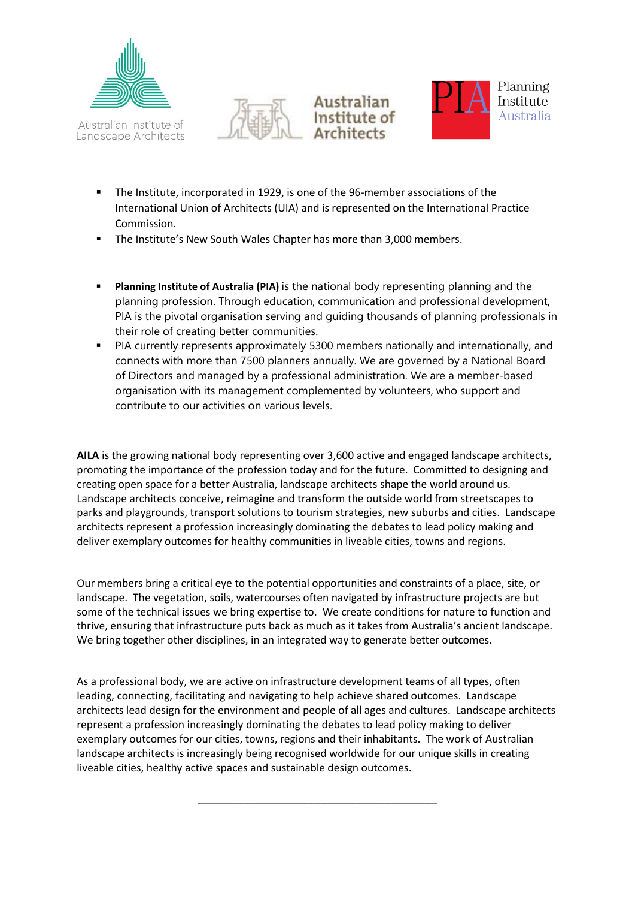- The Institute, incorporated in 1929, is one of the 96-member associations of the International Union of Architects (UIA) and is represented on the International Practice Commission.
- The Institute's New South Wales Chapter has more than 3,000 members.

- **Planning Institute of Australia (PIA)** is the national body representing planning and the planning profession. Through education, communication and professional development, PIA is the pivotal organisation serving and guiding thousands of planning professionals in their role of creating better communities.
- PIA currently represents approximately 5300 members nationally and internationally, and connects with more than 7500 planners annually. We are governed by a National Board of Directors and managed by a professional administration. We are a member-based organisation with its management complemented by volunteers, who support and contribute to our activities on various levels.

**AILA** is the growing national body representing over 3,600 active and engaged landscape architects, promoting the importance of the profession today and for the future. Committed to designing and creating open space for a better Australia, landscape architects shape the world around us. Landscape architects conceive, reimagine and transform the outside world from streetscapes to parks and playgrounds, transport solutions to tourism strategies, new suburbs and cities. Landscape architects represent a profession increasingly dominating the debates to lead policy making and deliver exemplary outcomes for healthy communities in liveable cities, towns and regions.

Our members bring a critical eye to the potential opportunities and constraints of a place, site, or landscape. The vegetation, soils, watercourses often navigated by infrastructure projects are but some of the technical issues we bring expertise to. We create conditions for nature to function and thrive, ensuring that infrastructure puts back as much as it takes from Australia's ancient landscape. We bring together other disciplines, in an integrated way to generate better outcomes.

As a professional body, we are active on infrastructure development teams of all types, often leading, connecting, facilitating and navigating to help achieve shared outcomes. Landscape architects lead design for the environment and people of all ages and cultures. Landscape architects represent a profession increasingly dominating the debates to lead policy making to deliver exemplary outcomes for our cities, towns, regions and their inhabitants. The work of Australian landscape architects is increasingly being recognised worldwide for our unique skills in creating liveable cities, healthy active spaces and sustainable design outcomes.

---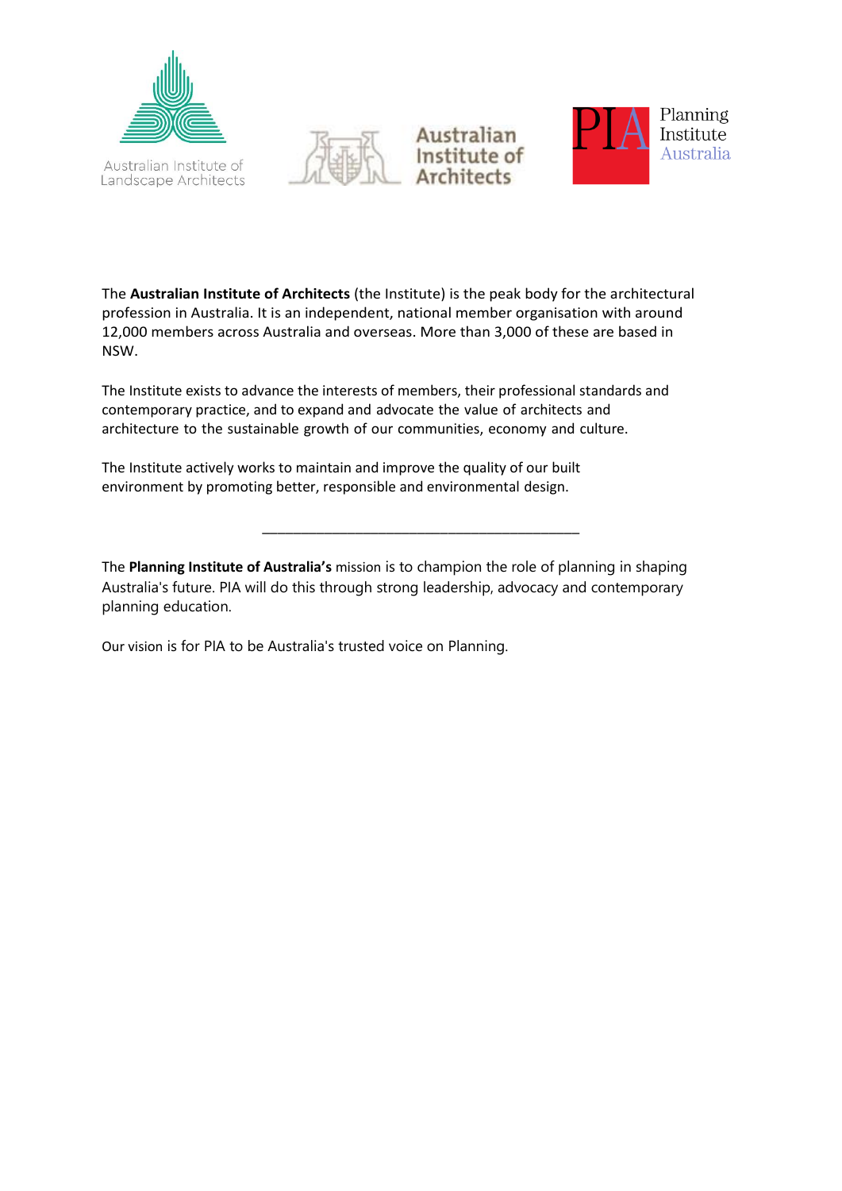Australian Institute of Landscape Architects

Australian Institute of Architects

Planning Institute Australia

The **Australian Institute of Architects** (the Institute) is the peak body for the architectural profession in Australia. It is an independent, national member organisation with around 12,000 members across Australia and overseas. More than 3,000 of these are based in NSW.

The Institute exists to advance the interests of members, their professional standards and contemporary practice, and to expand and advocate the value of architects and architecture to the sustainable growth of our communities, economy and culture.

The Institute actively works to maintain and improve the quality of our built environment by promoting better, responsible and environmental design.

---

The **Planning Institute of Australia's** mission is to champion the role of planning in shaping Australia's future. PIA will do this through strong leadership, advocacy and contemporary planning education.

Our vision is for PIA to be Australia's trusted voice on Planning.